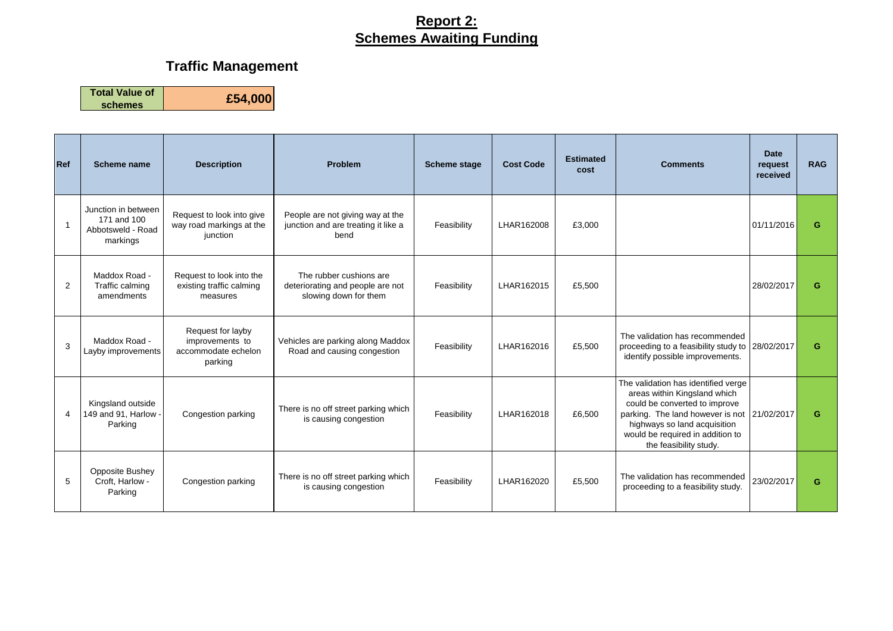# Report 2:
# Schemes Awaiting Funding

## Traffic Management

| Total Value of schemes | £54,000 |
|---|---|

| Ref | Scheme name | Description | Problem | Scheme stage | Cost Code | Estimated cost | Comments | Date request received | RAG |
|---|---|---|---|---|---|---|---|---|---|
| 1 | Junction in between 171 and 100 Abbotsweld - Road markings | Request to look into give way road markings at the junction | People are not giving way at the junction and are treating it like a bend | Feasibility | LHAR162008 | £3,000 | | 01/11/2016 | G |
| 2 | Maddox Road - Traffic calming amendments | Request to look into the existing traffic calming measures | The rubber cushions are deteriorating and people are not slowing down for them | Feasibility | LHAR162015 | £5,500 | | 28/02/2017 | G |
| 3 | Maddox Road - Layby improvements | Request for layby improvements to accommodate echelon parking | Vehicles are parking along Maddox Road and causing congestion | Feasibility | LHAR162016 | £5,500 | The validation has recommended proceeding to a feasibility study to identify possible improvements. | 28/02/2017 | G |
| 4 | Kingsland outside 149 and 91, Harlow - Parking | Congestion parking | There is no off street parking which is causing congestion | Feasibility | LHAR162018 | £6,500 | The validation has identified verge areas within Kingsland which could be converted to improve parking. The land however is not highways so land acquisition would be required in addition to the feasibility study. | 21/02/2017 | G |
| 5 | Opposite Bushey Croft, Harlow - Parking | Congestion parking | There is no off street parking which is causing congestion | Feasibility | LHAR162020 | £5,500 | The validation has recommended proceeding to a feasibility study. | 23/02/2017 | G |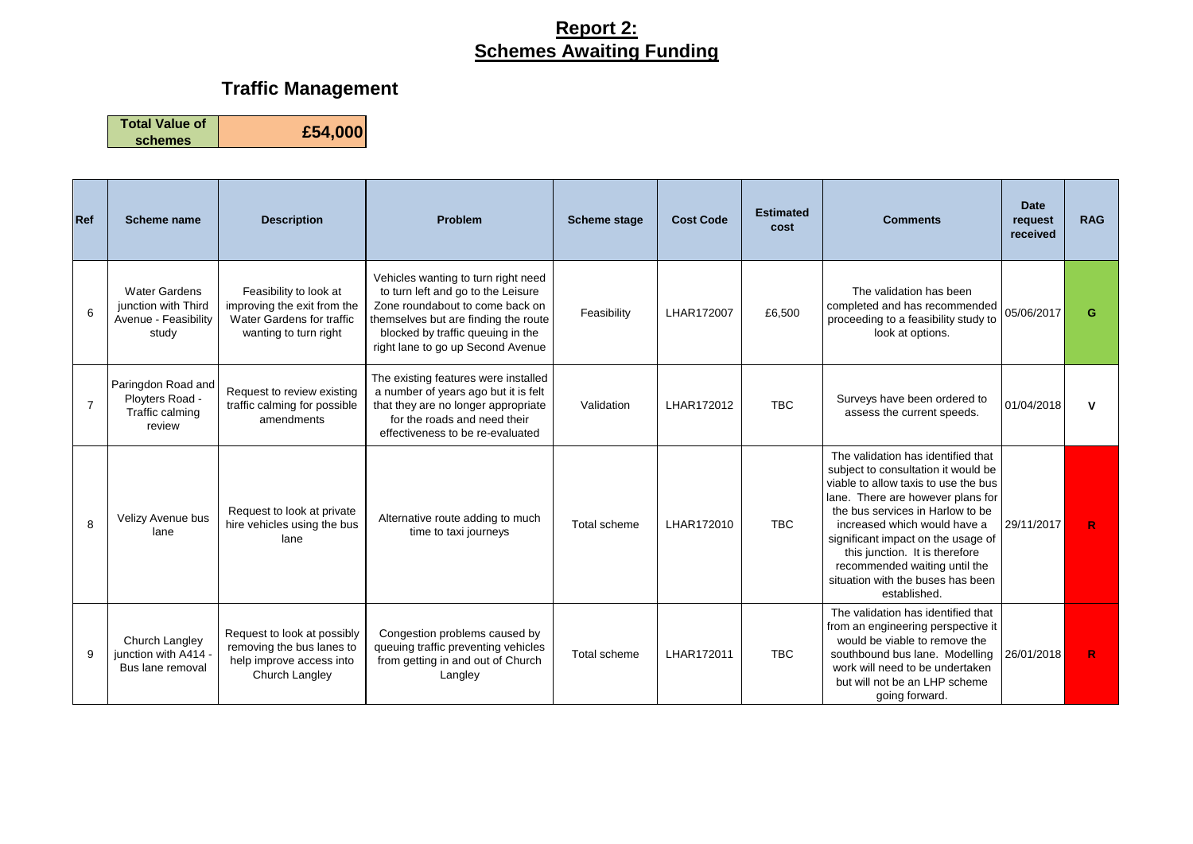# Report 2:
# Schemes Awaiting Funding

## Traffic Management

| Total Value of schemes | £54,000 |
|---|---|

| Ref | Scheme name | Description | Problem | Scheme stage | Cost Code | Estimated cost | Comments | Date request received | RAG |
|---|---|---|---|---|---|---|---|---|---|
| 6 | Water Gardens junction with Third Avenue - Feasibility study | Feasibility to look at improving the exit from the Water Gardens for traffic wanting to turn right | Vehicles wanting to turn right need to turn left and go to the Leisure Zone roundabout to come back on themselves but are finding the route blocked by traffic queuing in the right lane to go up Second Avenue | Feasibility | LHAR172007 | £6,500 | The validation has been completed and has recommended proceeding to a feasibility study to look at options. | 05/06/2017 | G |
| 7 | Paringdon Road and Ployters Road - Traffic calming review | Request to review existing traffic calming for possible amendments | The existing features were installed a number of years ago but it is felt that they are no longer appropriate for the roads and need their effectiveness to be re-evaluated | Validation | LHAR172012 | TBC | Surveys have been ordered to assess the current speeds. | 01/04/2018 | V |
| 8 | Velizy Avenue bus lane | Request to look at private hire vehicles using the bus lane | Alternative route adding to much time to taxi journeys | Total scheme | LHAR172010 | TBC | The validation has identified that subject to consultation it would be viable to allow taxis to use the bus lane. There are however plans for the bus services in Harlow to be increased which would have a significant impact on the usage of this junction. It is therefore recommended waiting until the situation with the buses has been established. | 29/11/2017 | R |
| 9 | Church Langley junction with A414 - Bus lane removal | Request to look at possibly removing the bus lanes to help improve access into Church Langley | Congestion problems caused by queuing traffic preventing vehicles from getting in and out of Church Langley | Total scheme | LHAR172011 | TBC | The validation has identified that from an engineering perspective it would be viable to remove the southbound bus lane. Modelling work will need to be undertaken but will not be an LHP scheme going forward. | 26/01/2018 | R |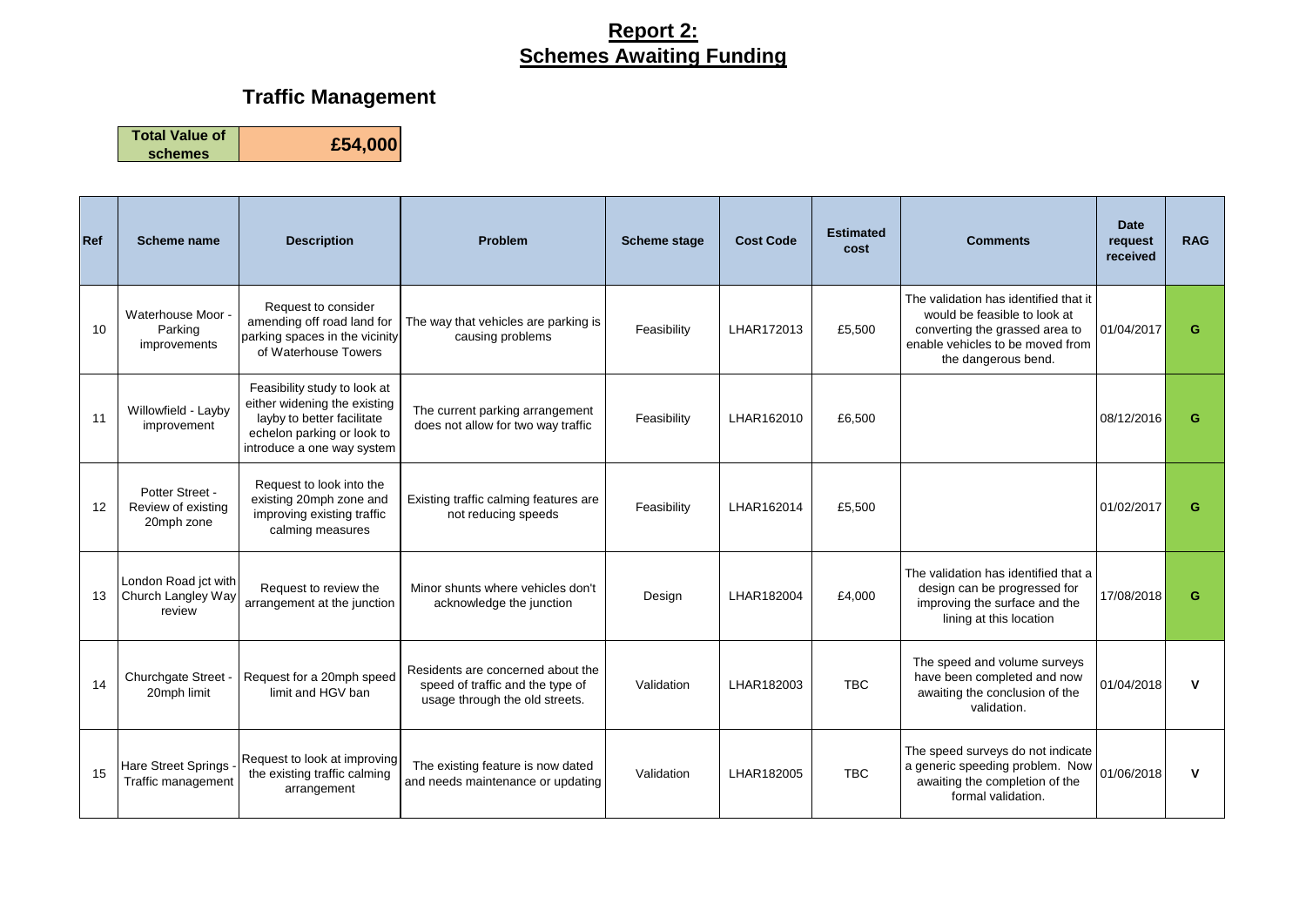# Report 2: Schemes Awaiting Funding

## Traffic Management

| Total Value of schemes | £54,000 |
|---|---|

| Ref | Scheme name | Description | Problem | Scheme stage | Cost Code | Estimated cost | Comments | Date request received | RAG |
|---|---|---|---|---|---|---|---|---|---|
| 10 | Waterhouse Moor - Parking improvements | Request to consider amending off road land for parking spaces in the vicinity of Waterhouse Towers | The way that vehicles are parking is causing problems | Feasibility | LHAR172013 | £5,500 | The validation has identified that it would be feasible to look at converting the grassed area to enable vehicles to be moved from the dangerous bend. | 01/04/2017 | G |
| 11 | Willowfield - Layby improvement | Feasibility study to look at either widening the existing layby to better facilitate echelon parking or look to introduce a one way system | The current parking arrangement does not allow for two way traffic | Feasibility | LHAR162010 | £6,500 | | 08/12/2016 | G |
| 12 | Potter Street - Review of existing 20mph zone | Request to look into the existing 20mph zone and improving existing traffic calming measures | Existing traffic calming features are not reducing speeds | Feasibility | LHAR162014 | £5,500 | | 01/02/2017 | G |
| 13 | London Road jct with Church Langley Way review | Request to review the arrangement at the junction | Minor shunts where vehicles don't acknowledge the junction | Design | LHAR182004 | £4,000 | The validation has identified that a design can be progressed for improving the surface and the lining at this location | 17/08/2018 | G |
| 14 | Churchgate Street - 20mph limit | Request for a 20mph speed limit and HGV ban | Residents are concerned about the speed of traffic and the type of usage through the old streets. | Validation | LHAR182003 | TBC | The speed and volume surveys have been completed and now awaiting the conclusion of the validation. | 01/04/2018 | V |
| 15 | Hare Street Springs - Traffic management | Request to look at improving the existing traffic calming arrangement | The existing feature is now dated and needs maintenance or updating | Validation | LHAR182005 | TBC | The speed surveys do not indicate a generic speeding problem. Now awaiting the completion of the formal validation. | 01/06/2018 | V |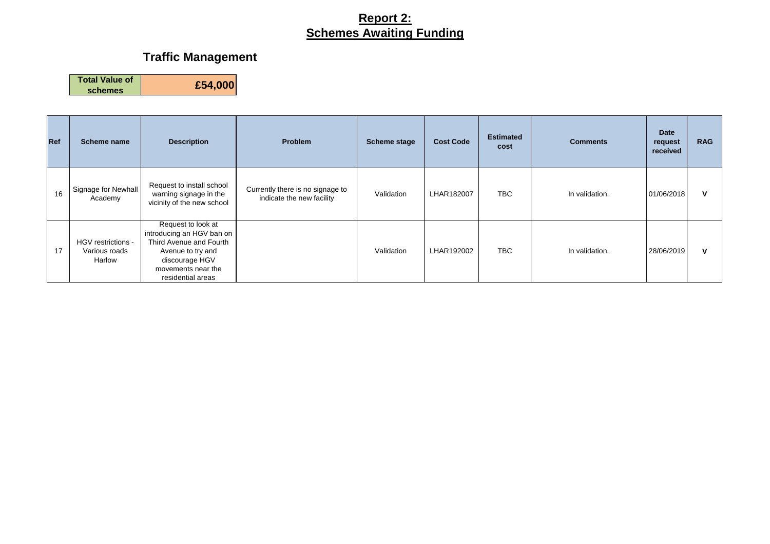# Report 2:
# Schemes Awaiting Funding

## Traffic Management

| Total Value of schemes | £54,000 |
|---|---|

| Ref | Scheme name | Description | Problem | Scheme stage | Cost Code | Estimated cost | Comments | Date request received | RAG |
|---|---|---|---|---|---|---|---|---|---|
| 16 | Signage for Newhall Academy | Request to install school warning signage in the vicinity of the new school | Currently there is no signage to indicate the new facility | Validation | LHAR182007 | TBC | In validation. | 01/06/2018 | V |
| 17 | HGV restrictions - Various roads Harlow | Request to look at introducing an HGV ban on Third Avenue and Fourth Avenue to try and discourage HGV movements near the residential areas | | Validation | LHAR192002 | TBC | In validation. | 28/06/2019 | V |